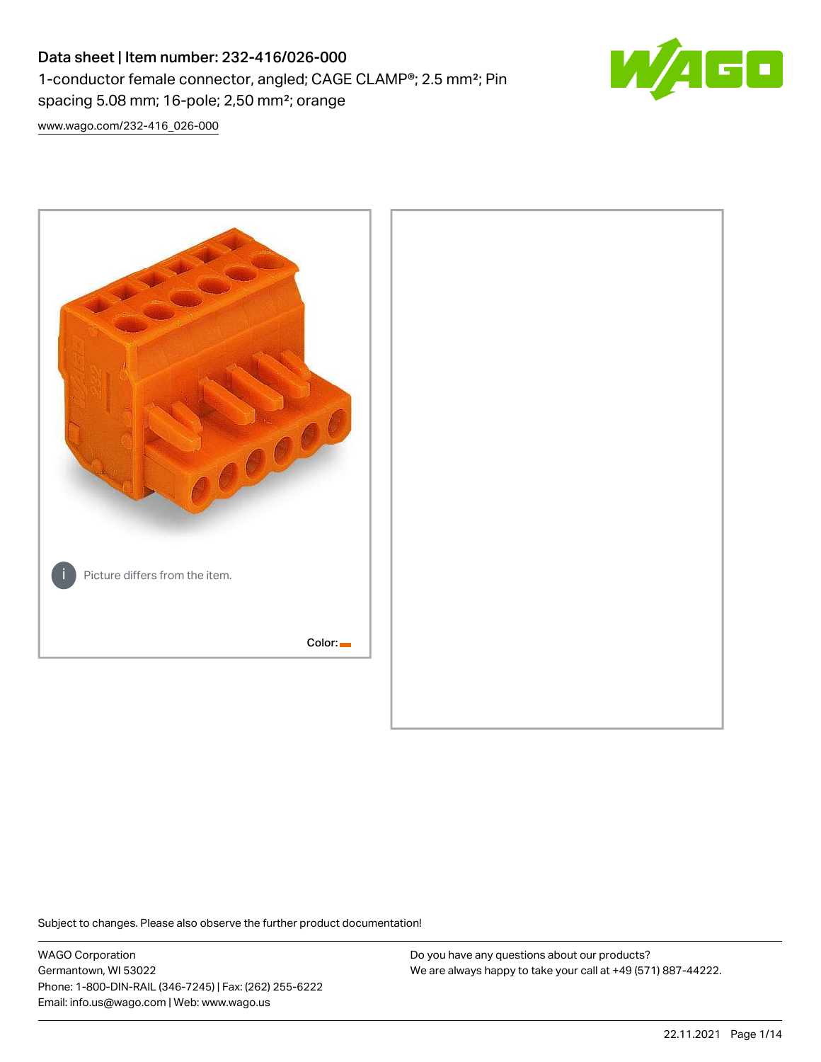# Data sheet | Item number: 232-416/026-000

1-conductor female connector, angled; CAGE CLAMP®; 2.5 mm²; Pin spacing 5.08 mm; 16-pole; 2,50 mm²; orange

www.wago.com/232-416_026-000

Picture differs from the item.

Color:

Subject to changes. Please also observe the further product documentation!

WAGO Corporation
Germantown, WI 53022
Phone: 1-800-DIN-RAIL (346-7245) | Fax: (262) 255-6222
Email: info.us@wago.com | Web: www.wago.us

Do you have any questions about our products?
We are always happy to take your call at +49 (571) 887-44222.

22.11.2021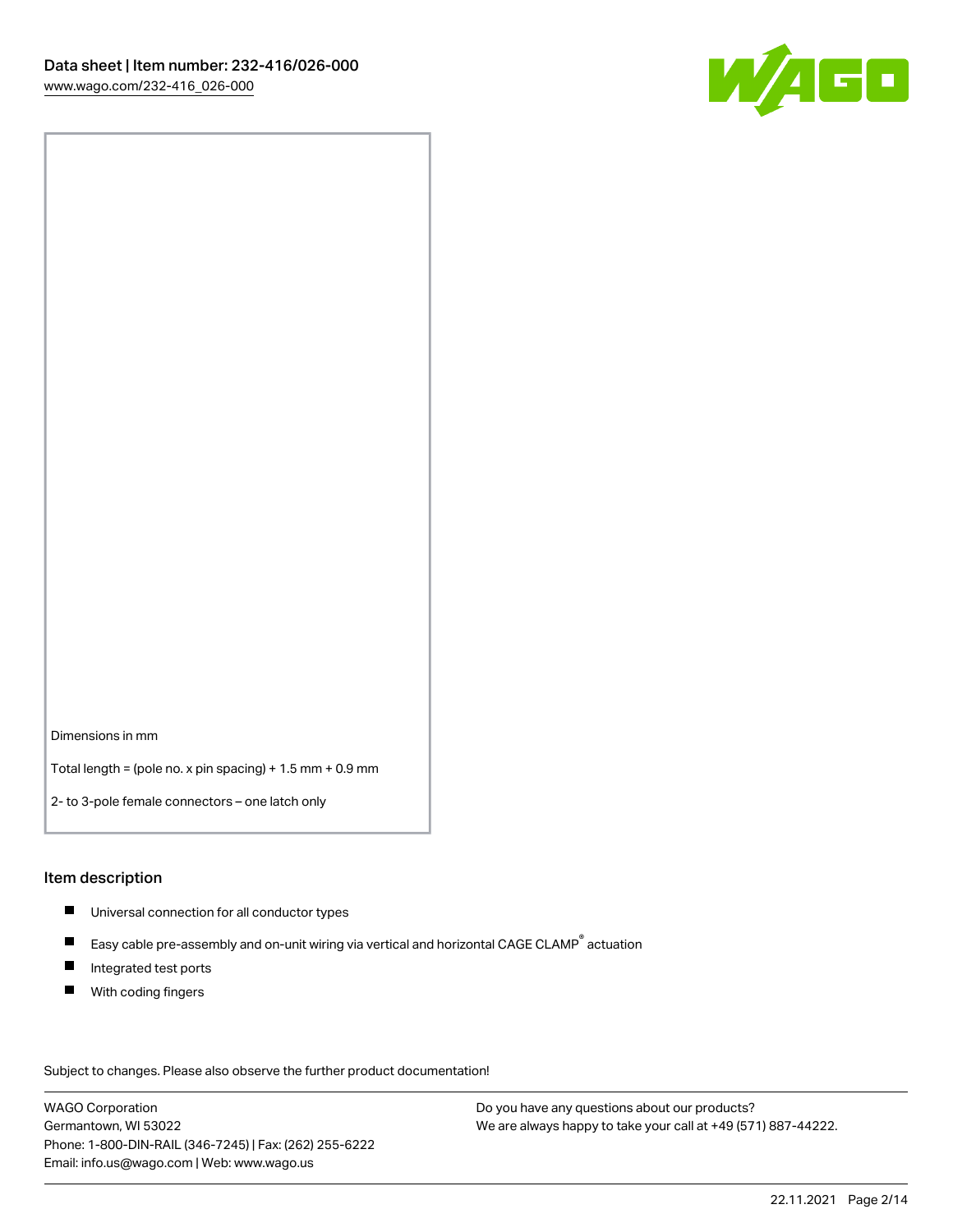Dimensions in mm

Total length = (pole no. x pin spacing) + 1.5 mm + 0.9 mm

2- to 3-pole female connectors – one latch only

## Item description

- Universal connection for all conductor types
- Easy cable pre-assembly and on-unit wiring via vertical and horizontal CAGE CLAMP® actuation
- Integrated test ports
- With coding fingers

Subject to changes. Please also observe the further product documentation!

WAGO Corporation
Germantown, WI 53022
Phone: 1-800-DIN-RAIL (346-7245) | Fax: (262) 255-6222
Email: info.us@wago.com | Web: www.wago.us

Do you have any questions about our products?
We are always happy to take your call at +49 (571) 887-44222.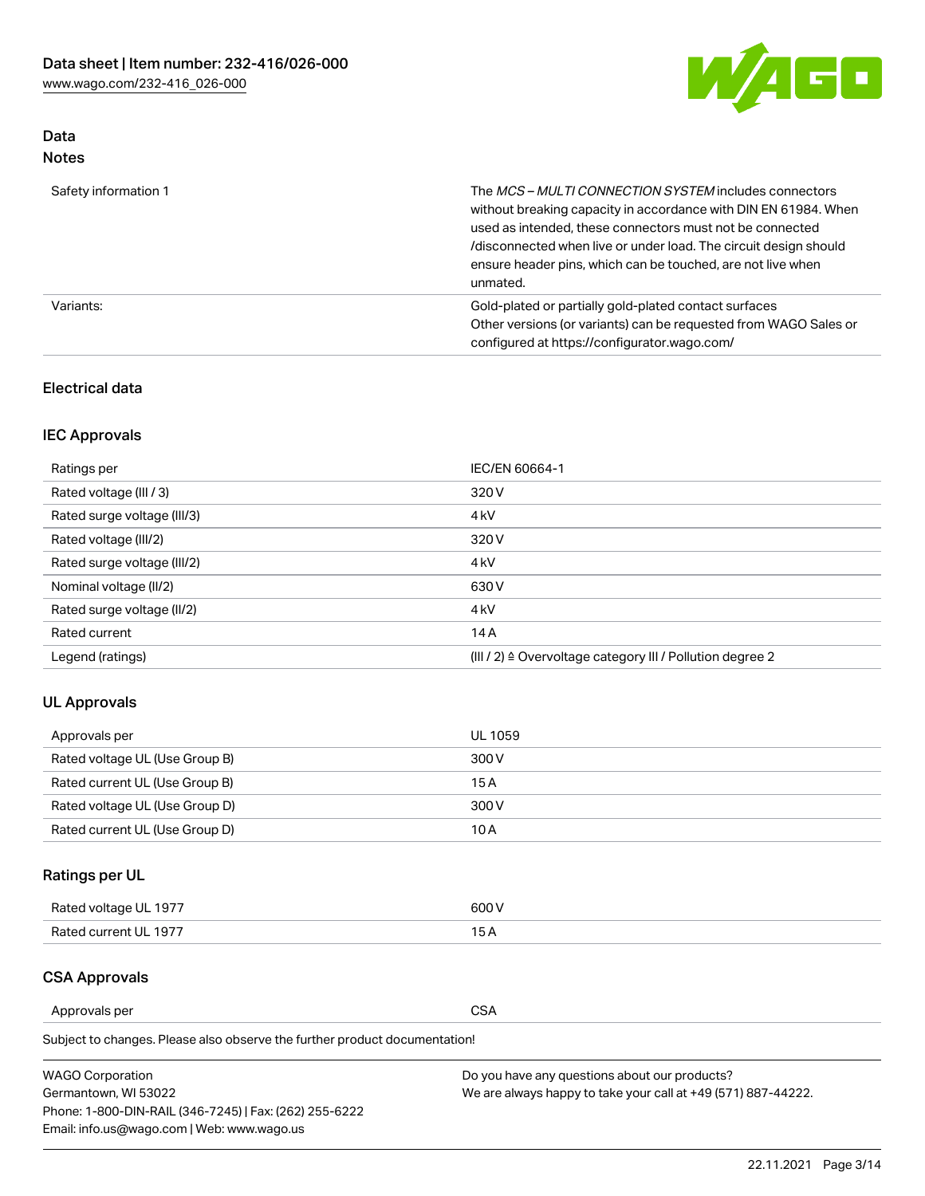## Data

### Notes

| | |
|---|---|
| Safety information 1 | The *MCS – MULTI CONNECTION SYSTEM* includes connectors without breaking capacity in accordance with DIN EN 61984. When used as intended, these connectors must not be connected /disconnected when live or under load. The circuit design should ensure header pins, which can be touched, are not live when unmated. |
| Variants: | Gold-plated or partially gold-plated contact surfaces<br>Other versions (or variants) can be requested from WAGO Sales or configured at https://configurator.wago.com/ |

### Electrical data

#### IEC Approvals

| | |
|---|---|
| Ratings per | IEC/EN 60664-1 |
| Rated voltage (III / 3) | 320 V |
| Rated surge voltage (III/3) | 4 kV |
| Rated voltage (III/2) | 320 V |
| Rated surge voltage (III/2) | 4 kV |
| Nominal voltage (II/2) | 630 V |
| Rated surge voltage (II/2) | 4 kV |
| Rated current | 14 A |
| Legend (ratings) | (III / 2) ≙ Overvoltage category III / Pollution degree 2 |

#### UL Approvals

| | |
|---|---|
| Approvals per | UL 1059 |
| Rated voltage UL (Use Group B) | 300 V |
| Rated current UL (Use Group B) | 15 A |
| Rated voltage UL (Use Group D) | 300 V |
| Rated current UL (Use Group D) | 10 A |

#### Ratings per UL

| | |
|---|---|
| Rated voltage UL 1977 | 600 V |
| Rated current UL 1977 | 15 A |

#### CSA Approvals

| | |
|---|---|
| Approvals per | CSA |

Subject to changes. Please also observe the further product documentation!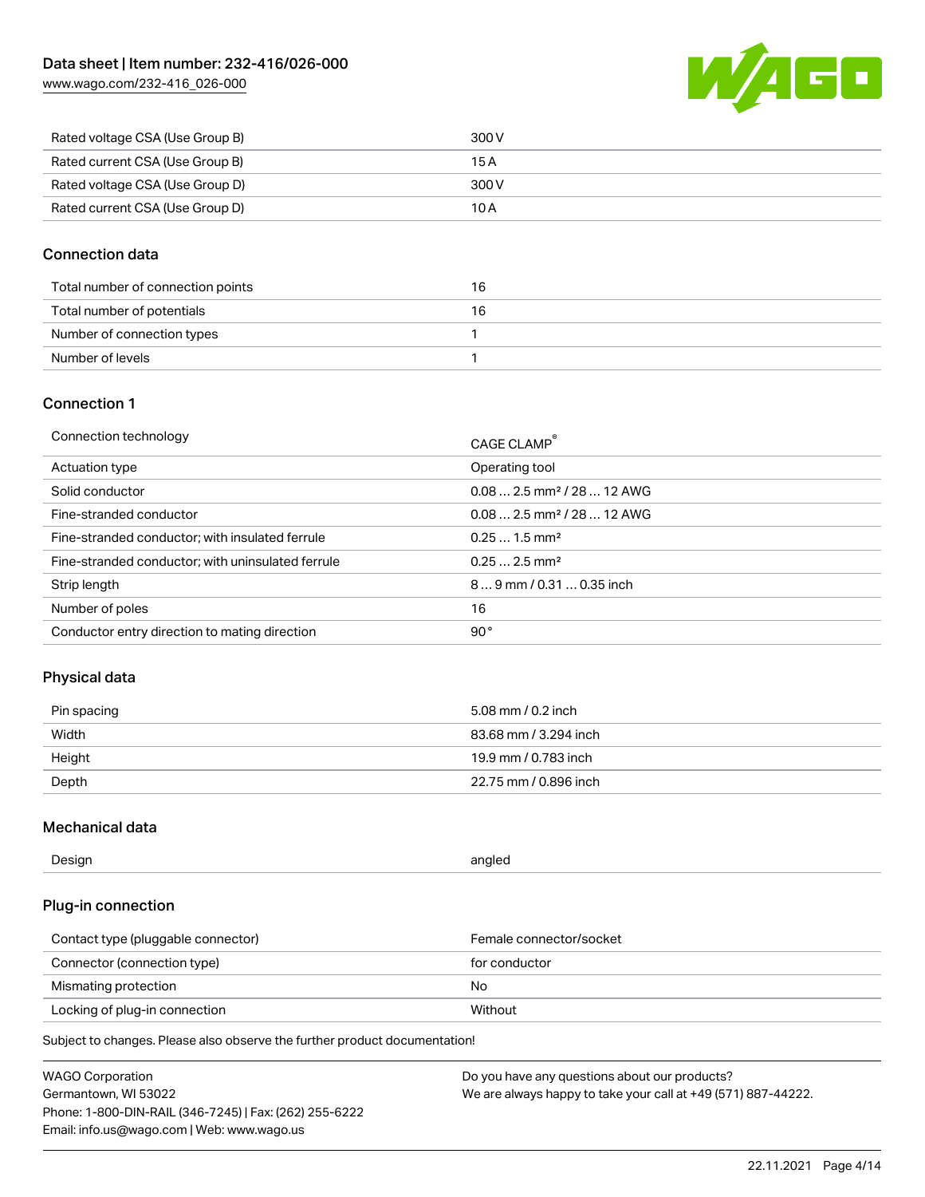| Rated voltage CSA (Use Group B) | 300 V |
| --- | --- |
| Rated current CSA (Use Group B) | 15 A |
| Rated voltage CSA (Use Group D) | 300 V |
| Rated current CSA (Use Group D) | 10 A |

## Connection data

| Total number of connection points | 16 |
| --- | --- |
| Total number of potentials | 16 |
| Number of connection types | 1 |
| Number of levels | 1 |

## Connection 1

| Connection technology | CAGE CLAMP® |
| --- | --- |
| Actuation type | Operating tool |
| Solid conductor | 0.08 … 2.5 mm² / 28 … 12 AWG |
| Fine-stranded conductor | 0.08 … 2.5 mm² / 28 … 12 AWG |
| Fine-stranded conductor; with insulated ferrule | 0.25 … 1.5 mm² |
| Fine-stranded conductor; with uninsulated ferrule | 0.25 … 2.5 mm² |
| Strip length | 8 … 9 mm / 0.31 … 0.35 inch |
| Number of poles | 16 |
| Conductor entry direction to mating direction | 90° |

## Physical data

| Pin spacing | 5.08 mm / 0.2 inch |
| --- | --- |
| Width | 83.68 mm / 3.294 inch |
| Height | 19.9 mm / 0.783 inch |
| Depth | 22.75 mm / 0.896 inch |

## Mechanical data

| Design | angled |
| --- | --- |

## Plug-in connection

| Contact type (pluggable connector) | Female connector/socket |
| --- | --- |
| Connector (connection type) | for conductor |
| Mismating protection | No |
| Locking of plug-in connection | Without |

Subject to changes. Please also observe the further product documentation!

WAGO Corporation
Germantown, WI 53022
Phone: 1-800-DIN-RAIL (346-7245) | Fax: (262) 255-6222
Email: info.us@wago.com | Web: www.wago.us

Do you have any questions about our products?
We are always happy to take your call at +49 (571) 887-44222.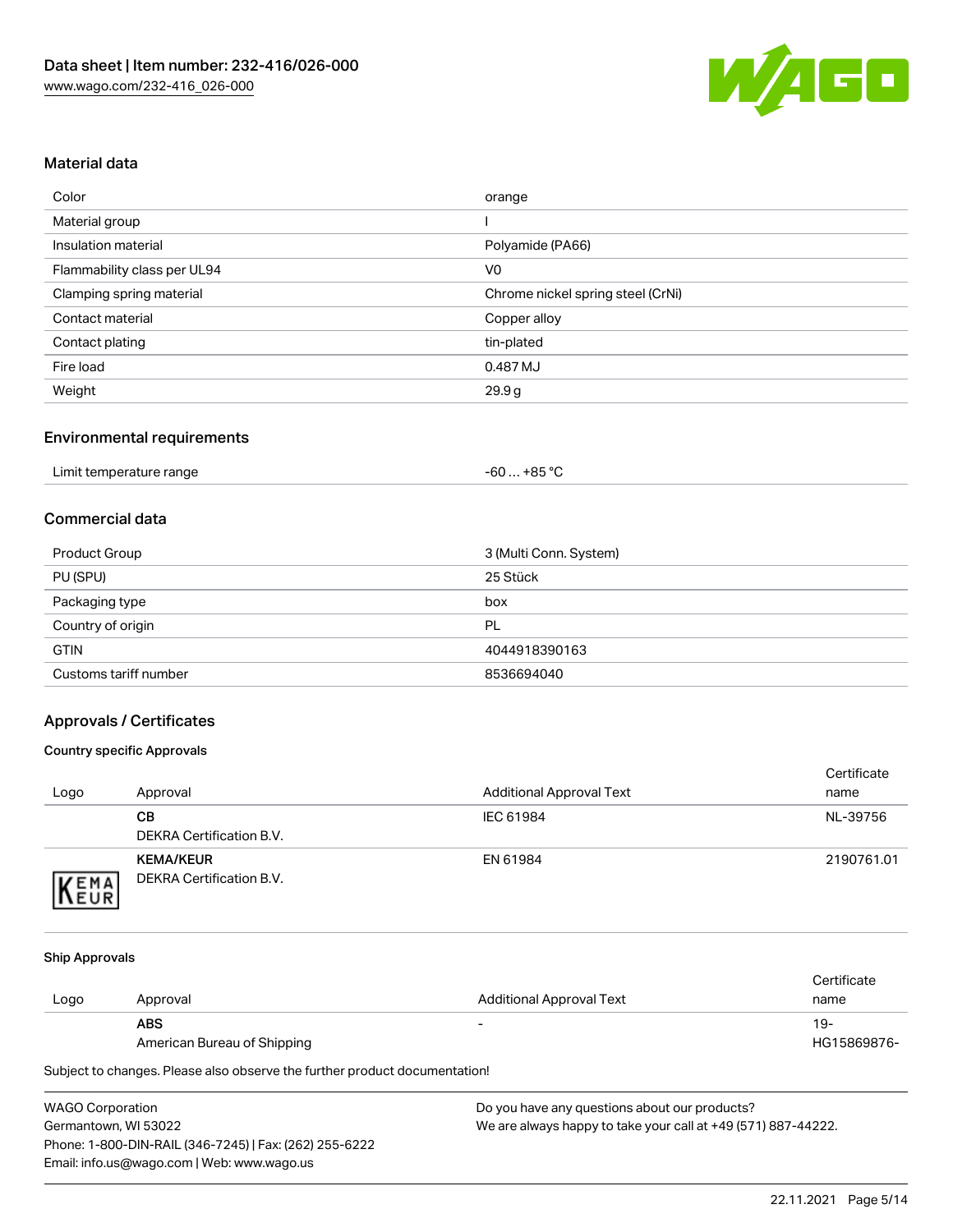## Material data

| | |
|---|---|
| Color | orange |
| Material group | I |
| Insulation material | Polyamide (PA66) |
| Flammability class per UL94 | V0 |
| Clamping spring material | Chrome nickel spring steel (CrNi) |
| Contact material | Copper alloy |
| Contact plating | tin-plated |
| Fire load | 0.487 MJ |
| Weight | 29.9 g |

## Environmental requirements

| | |
|---|---|
| Limit temperature range | -60 … +85 °C |

## Commercial data

| | |
|---|---|
| Product Group | 3 (Multi Conn. System) |
| PU (SPU) | 25 Stück |
| Packaging type | box |
| Country of origin | PL |
| GTIN | 4044918390163 |
| Customs tariff number | 8536694040 |

## Approvals / Certificates

### Country specific Approvals

| Logo | Approval | Additional Approval Text | Certificate name |
|---|---|---|---|
| | **CB** DEKRA Certification B.V. | IEC 61984 | NL-39756 |
| | **KEMA/KEUR** DEKRA Certification B.V. | EN 61984 | 2190761.01 |

### Ship Approvals

| Logo | Approval | Additional Approval Text | Certificate name |
|---|---|---|---|
| | **ABS** American Bureau of Shipping | - | 19-HG15869876- |

Subject to changes. Please also observe the further product documentation!

WAGO Corporation
Germantown, WI 53022
Phone: 1-800-DIN-RAIL (346-7245) | Fax: (262) 255-6222
Email: info.us@wago.com | Web: www.wago.us

Do you have any questions about our products?
We are always happy to take your call at +49 (571) 887-44222.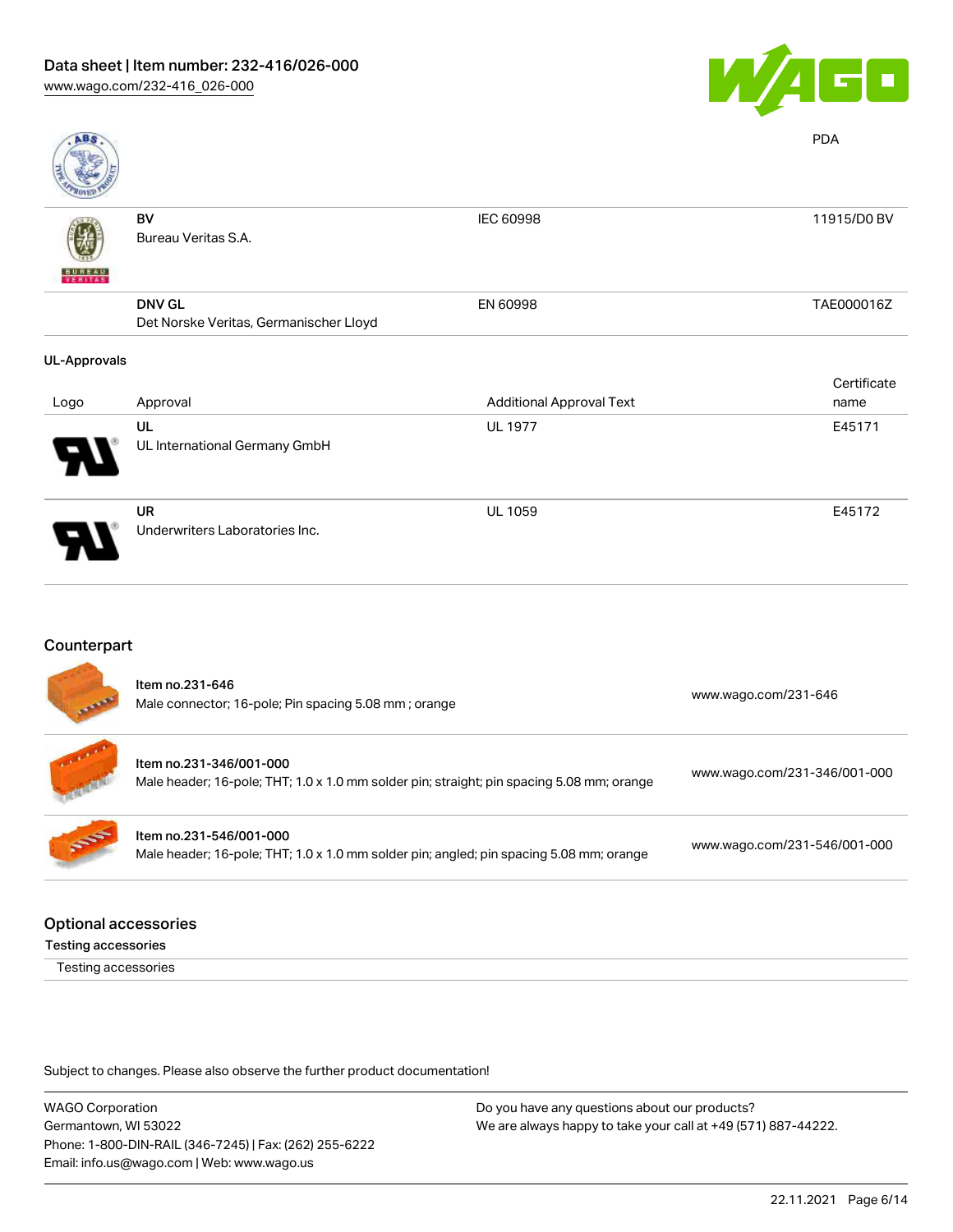| | | | |
|---|---|---|---|
| | | | PDA |
| | **BV**<br>Bureau Veritas S.A. | IEC 60998 | 11915/D0 BV |
| | **DNV GL**<br>Det Norske Veritas, Germanischer Lloyd | EN 60998 | TAE000016Z |

### UL-Approvals

| Logo | Approval | Additional Approval Text | Certificate name |
|---|---|---|---|
| | **UL**<br>UL International Germany GmbH | UL 1977 | E45171 |
| | **UR**<br>Underwriters Laboratories Inc. | UL 1059 | E45172 |

## Counterpart

| | | |
|---|---|---|
| | **Item no.231-646**<br>Male connector; 16-pole; Pin spacing 5.08 mm ; orange | www.wago.com/231-646 |
| | **Item no.231-346/001-000**<br>Male header; 16-pole; THT; 1.0 x 1.0 mm solder pin; straight; pin spacing 5.08 mm; orange | www.wago.com/231-346/001-000 |
| | **Item no.231-546/001-000**<br>Male header; 16-pole; THT; 1.0 x 1.0 mm solder pin; angled; pin spacing 5.08 mm; orange | www.wago.com/231-546/001-000 |

## Optional accessories

### Testing accessories

Testing accessories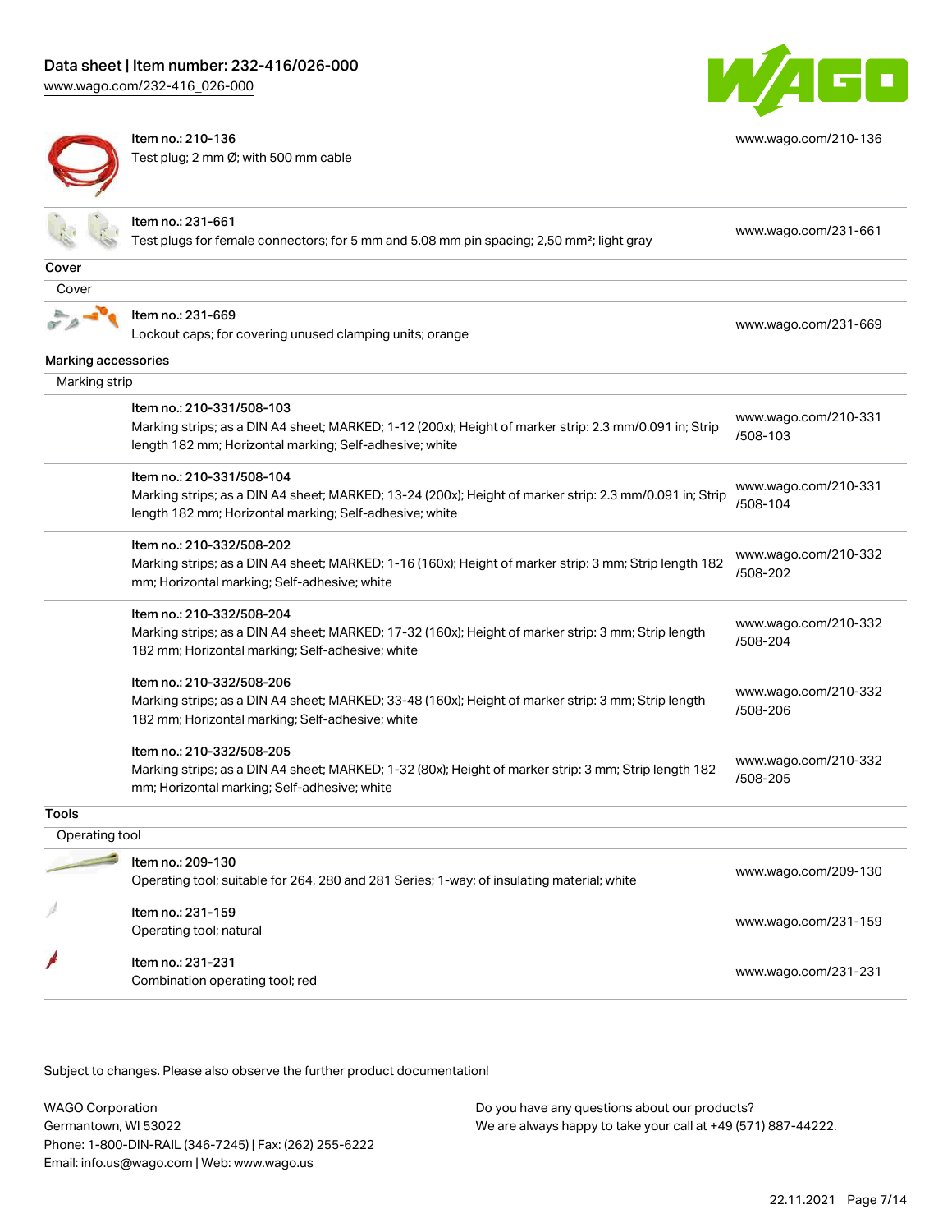Item no.: 210-136
Test plug; 2 mm Ø; with 500 mm cable
www.wago.com/210-136

Item no.: 231-661
Test plugs for female connectors; for 5 mm and 5.08 mm pin spacing; 2,50 mm²; light gray
www.wago.com/231-661

## Cover

### Cover

Item no.: 231-669
Lockout caps; for covering unused clamping units; orange
www.wago.com/231-669

## Marking accessories

### Marking strip

Item no.: 210-331/508-103
Marking strips; as a DIN A4 sheet; MARKED; 1-12 (200x); Height of marker strip: 2.3 mm/0.091 in; Strip length 182 mm; Horizontal marking; Self-adhesive; white
www.wago.com/210-331/508-103

Item no.: 210-331/508-104
Marking strips; as a DIN A4 sheet; MARKED; 13-24 (200x); Height of marker strip: 2.3 mm/0.091 in; Strip length 182 mm; Horizontal marking; Self-adhesive; white
www.wago.com/210-331/508-104

Item no.: 210-332/508-202
Marking strips; as a DIN A4 sheet; MARKED; 1-16 (160x); Height of marker strip: 3 mm; Strip length 182 mm; Horizontal marking; Self-adhesive; white
www.wago.com/210-332/508-202

Item no.: 210-332/508-204
Marking strips; as a DIN A4 sheet; MARKED; 17-32 (160x); Height of marker strip: 3 mm; Strip length 182 mm; Horizontal marking; Self-adhesive; white
www.wago.com/210-332/508-204

Item no.: 210-332/508-206
Marking strips; as a DIN A4 sheet; MARKED; 33-48 (160x); Height of marker strip: 3 mm; Strip length 182 mm; Horizontal marking; Self-adhesive; white
www.wago.com/210-332/508-206

Item no.: 210-332/508-205
Marking strips; as a DIN A4 sheet; MARKED; 1-32 (80x); Height of marker strip: 3 mm; Strip length 182 mm; Horizontal marking; Self-adhesive; white
www.wago.com/210-332/508-205

## Tools

### Operating tool

Item no.: 209-130
Operating tool; suitable for 264, 280 and 281 Series; 1-way; of insulating material; white
www.wago.com/209-130

Item no.: 231-159
Operating tool; natural
www.wago.com/231-159

Item no.: 231-231
Combination operating tool; red
www.wago.com/231-231

Subject to changes. Please also observe the further product documentation!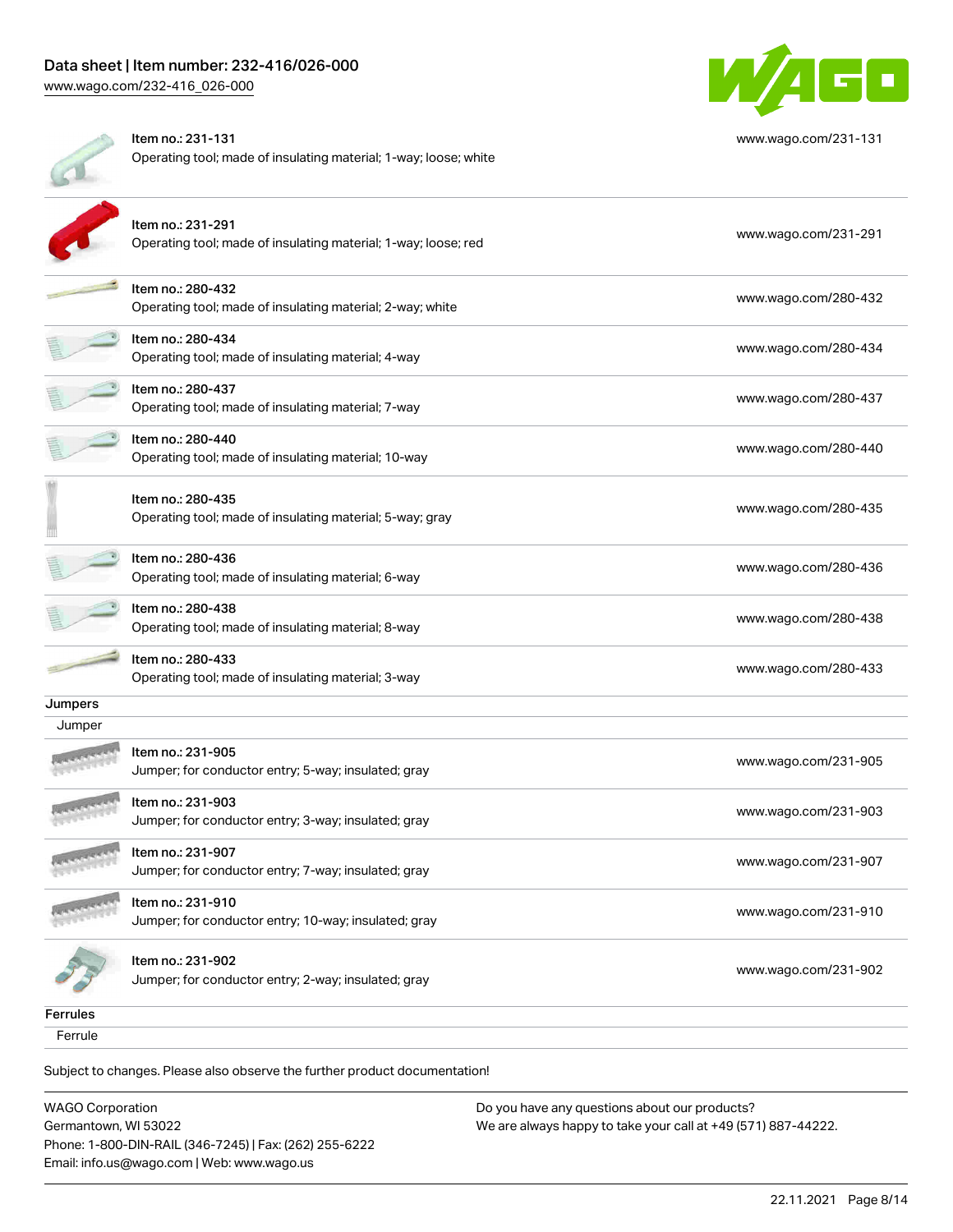| | | |
|---|---|---|
| | Item no.: 231-131<br>Operating tool; made of insulating material; 1-way; loose; white | www.wago.com/231-131 |
| | Item no.: 231-291<br>Operating tool; made of insulating material; 1-way; loose; red | www.wago.com/231-291 |
| | Item no.: 280-432<br>Operating tool; made of insulating material; 2-way; white | www.wago.com/280-432 |
| | Item no.: 280-434<br>Operating tool; made of insulating material; 4-way | www.wago.com/280-434 |
| | Item no.: 280-437<br>Operating tool; made of insulating material; 7-way | www.wago.com/280-437 |
| | Item no.: 280-440<br>Operating tool; made of insulating material; 10-way | www.wago.com/280-440 |
| | Item no.: 280-435<br>Operating tool; made of insulating material; 5-way; gray | www.wago.com/280-435 |
| | Item no.: 280-436<br>Operating tool; made of insulating material; 6-way | www.wago.com/280-436 |
| | Item no.: 280-438<br>Operating tool; made of insulating material; 8-way | www.wago.com/280-438 |
| | Item no.: 280-433<br>Operating tool; made of insulating material; 3-way | www.wago.com/280-433 |

## Jumpers

Jumper

| | | |
|---|---|---|
| | Item no.: 231-905<br>Jumper; for conductor entry; 5-way; insulated; gray | www.wago.com/231-905 |
| | Item no.: 231-903<br>Jumper; for conductor entry; 3-way; insulated; gray | www.wago.com/231-903 |
| | Item no.: 231-907<br>Jumper; for conductor entry; 7-way; insulated; gray | www.wago.com/231-907 |
| | Item no.: 231-910<br>Jumper; for conductor entry; 10-way; insulated; gray | www.wago.com/231-910 |
| | Item no.: 231-902<br>Jumper; for conductor entry; 2-way; insulated; gray | www.wago.com/231-902 |

## Ferrules

Ferrule

Subject to changes. Please also observe the further product documentation!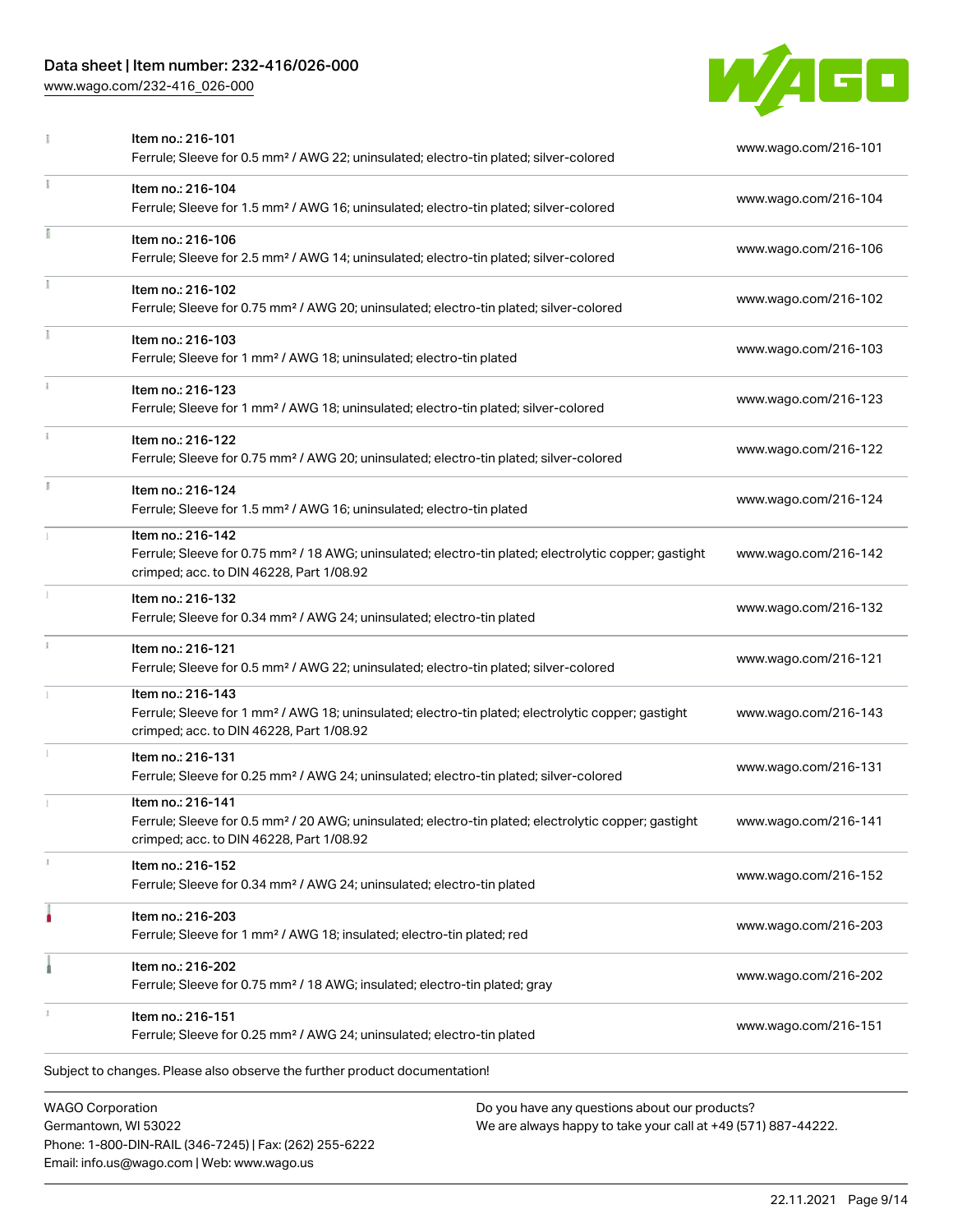| | | |
|---|---|---|
| | Item no.: 216-101<br>Ferrule; Sleeve for 0.5 mm² / AWG 22; uninsulated; electro-tin plated; silver-colored | www.wago.com/216-101 |
| | Item no.: 216-104<br>Ferrule; Sleeve for 1.5 mm² / AWG 16; uninsulated; electro-tin plated; silver-colored | www.wago.com/216-104 |
| | Item no.: 216-106<br>Ferrule; Sleeve for 2.5 mm² / AWG 14; uninsulated; electro-tin plated; silver-colored | www.wago.com/216-106 |
| | Item no.: 216-102<br>Ferrule; Sleeve for 0.75 mm² / AWG 20; uninsulated; electro-tin plated; silver-colored | www.wago.com/216-102 |
| | Item no.: 216-103<br>Ferrule; Sleeve for 1 mm² / AWG 18; uninsulated; electro-tin plated | www.wago.com/216-103 |
| | Item no.: 216-123<br>Ferrule; Sleeve for 1 mm² / AWG 18; uninsulated; electro-tin plated; silver-colored | www.wago.com/216-123 |
| | Item no.: 216-122<br>Ferrule; Sleeve for 0.75 mm² / AWG 20; uninsulated; electro-tin plated; silver-colored | www.wago.com/216-122 |
| | Item no.: 216-124<br>Ferrule; Sleeve for 1.5 mm² / AWG 16; uninsulated; electro-tin plated | www.wago.com/216-124 |
| | Item no.: 216-142<br>Ferrule; Sleeve for 0.75 mm² / 18 AWG; uninsulated; electro-tin plated; electrolytic copper; gastight crimped; acc. to DIN 46228, Part 1/08.92 | www.wago.com/216-142 |
| | Item no.: 216-132<br>Ferrule; Sleeve for 0.34 mm² / AWG 24; uninsulated; electro-tin plated | www.wago.com/216-132 |
| | Item no.: 216-121<br>Ferrule; Sleeve for 0.5 mm² / AWG 22; uninsulated; electro-tin plated; silver-colored | www.wago.com/216-121 |
| | Item no.: 216-143<br>Ferrule; Sleeve for 1 mm² / AWG 18; uninsulated; electro-tin plated; electrolytic copper; gastight crimped; acc. to DIN 46228, Part 1/08.92 | www.wago.com/216-143 |
| | Item no.: 216-131<br>Ferrule; Sleeve for 0.25 mm² / AWG 24; uninsulated; electro-tin plated; silver-colored | www.wago.com/216-131 |
| | Item no.: 216-141<br>Ferrule; Sleeve for 0.5 mm² / 20 AWG; uninsulated; electro-tin plated; electrolytic copper; gastight crimped; acc. to DIN 46228, Part 1/08.92 | www.wago.com/216-141 |
| | Item no.: 216-152<br>Ferrule; Sleeve for 0.34 mm² / AWG 24; uninsulated; electro-tin plated | www.wago.com/216-152 |
| | Item no.: 216-203<br>Ferrule; Sleeve for 1 mm² / AWG 18; insulated; electro-tin plated; red | www.wago.com/216-203 |
| | Item no.: 216-202<br>Ferrule; Sleeve for 0.75 mm² / 18 AWG; insulated; electro-tin plated; gray | www.wago.com/216-202 |
| | Item no.: 216-151<br>Ferrule; Sleeve for 0.25 mm² / AWG 24; uninsulated; electro-tin plated | www.wago.com/216-151 |

Subject to changes. Please also observe the further product documentation!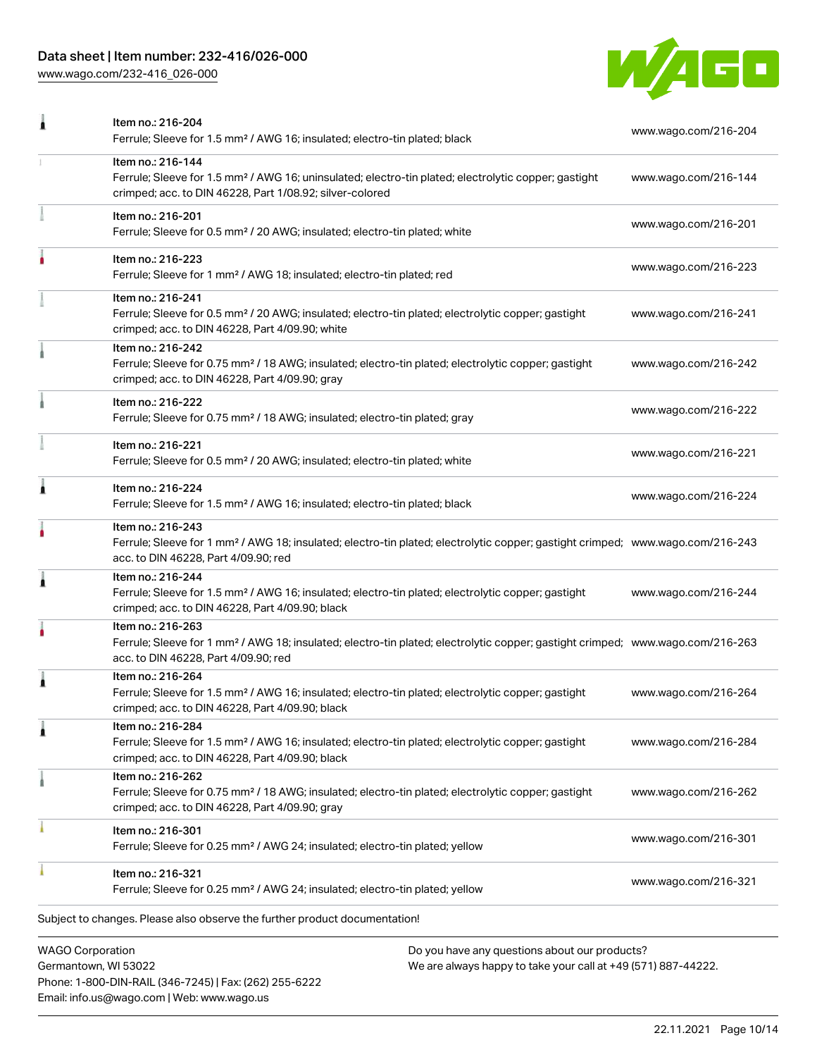| Item | Link |
| --- | --- |
| Item no.: 216-204<br>Ferrule; Sleeve for 1.5 mm² / AWG 16; insulated; electro-tin plated; black | www.wago.com/216-204 |
| Item no.: 216-144<br>Ferrule; Sleeve for 1.5 mm² / AWG 16; uninsulated; electro-tin plated; electrolytic copper; gastight crimped; acc. to DIN 46228, Part 1/08.92; silver-colored | www.wago.com/216-144 |
| Item no.: 216-201<br>Ferrule; Sleeve for 0.5 mm² / 20 AWG; insulated; electro-tin plated; white | www.wago.com/216-201 |
| Item no.: 216-223<br>Ferrule; Sleeve for 1 mm² / AWG 18; insulated; electro-tin plated; red | www.wago.com/216-223 |
| Item no.: 216-241<br>Ferrule; Sleeve for 0.5 mm² / 20 AWG; insulated; electro-tin plated; electrolytic copper; gastight crimped; acc. to DIN 46228, Part 4/09.90; white | www.wago.com/216-241 |
| Item no.: 216-242<br>Ferrule; Sleeve for 0.75 mm² / 18 AWG; insulated; electro-tin plated; electrolytic copper; gastight crimped; acc. to DIN 46228, Part 4/09.90; gray | www.wago.com/216-242 |
| Item no.: 216-222<br>Ferrule; Sleeve for 0.75 mm² / 18 AWG; insulated; electro-tin plated; gray | www.wago.com/216-222 |
| Item no.: 216-221<br>Ferrule; Sleeve for 0.5 mm² / 20 AWG; insulated; electro-tin plated; white | www.wago.com/216-221 |
| Item no.: 216-224<br>Ferrule; Sleeve for 1.5 mm² / AWG 16; insulated; electro-tin plated; black | www.wago.com/216-224 |
| Item no.: 216-243<br>Ferrule; Sleeve for 1 mm² / AWG 18; insulated; electro-tin plated; electrolytic copper; gastight crimped; acc. to DIN 46228, Part 4/09.90; red | www.wago.com/216-243 |
| Item no.: 216-244<br>Ferrule; Sleeve for 1.5 mm² / AWG 16; insulated; electro-tin plated; electrolytic copper; gastight crimped; acc. to DIN 46228, Part 4/09.90; black | www.wago.com/216-244 |
| Item no.: 216-263<br>Ferrule; Sleeve for 1 mm² / AWG 18; insulated; electro-tin plated; electrolytic copper; gastight crimped; acc. to DIN 46228, Part 4/09.90; red | www.wago.com/216-263 |
| Item no.: 216-264<br>Ferrule; Sleeve for 1.5 mm² / AWG 16; insulated; electro-tin plated; electrolytic copper; gastight crimped; acc. to DIN 46228, Part 4/09.90; black | www.wago.com/216-264 |
| Item no.: 216-284<br>Ferrule; Sleeve for 1.5 mm² / AWG 16; insulated; electro-tin plated; electrolytic copper; gastight crimped; acc. to DIN 46228, Part 4/09.90; black | www.wago.com/216-284 |
| Item no.: 216-262<br>Ferrule; Sleeve for 0.75 mm² / 18 AWG; insulated; electro-tin plated; electrolytic copper; gastight crimped; acc. to DIN 46228, Part 4/09.90; gray | www.wago.com/216-262 |
| Item no.: 216-301<br>Ferrule; Sleeve for 0.25 mm² / AWG 24; insulated; electro-tin plated; yellow | www.wago.com/216-301 |
| Item no.: 216-321<br>Ferrule; Sleeve for 0.25 mm² / AWG 24; insulated; electro-tin plated; yellow | www.wago.com/216-321 |

Subject to changes. Please also observe the further product documentation!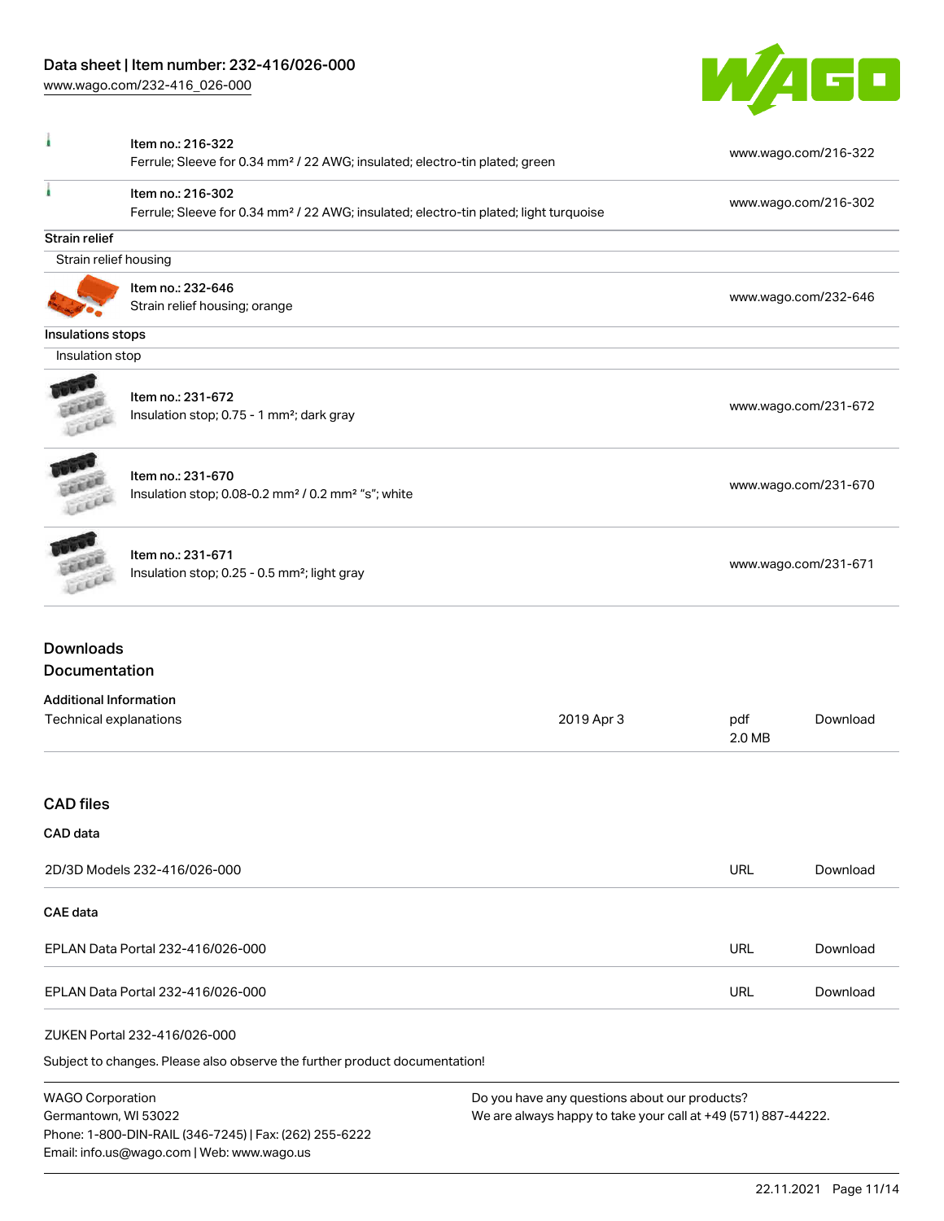| | | |
|---|---|---|
| | Item no.: 216-322<br>Ferrule; Sleeve for 0.34 mm² / 22 AWG; insulated; electro-tin plated; green | www.wago.com/216-322 |
| | Item no.: 216-302<br>Ferrule; Sleeve for 0.34 mm² / 22 AWG; insulated; electro-tin plated; light turquoise | www.wago.com/216-302 |

**Strain relief**

Strain relief housing

| | | |
|---|---|---|
| | Item no.: 232-646<br>Strain relief housing; orange | www.wago.com/232-646 |

**Insulations stops**

Insulation stop

| | | |
|---|---|---|
| | Item no.: 231-672<br>Insulation stop; 0.75 - 1 mm²; dark gray | www.wago.com/231-672 |
| | Item no.: 231-670<br>Insulation stop; 0.08-0.2 mm² / 0.2 mm² "s"; white | www.wago.com/231-670 |
| | Item no.: 231-671<br>Insulation stop; 0.25 - 0.5 mm²; light gray | www.wago.com/231-671 |

## Downloads

## Documentation

**Additional Information**

| | | | |
|---|---|---|---|
| Technical explanations | 2019 Apr 3 | pdf<br>2.0 MB | Download |

## CAD files

**CAD data**

| | | |
|---|---|---|
| 2D/3D Models 232-416/026-000 | URL | Download |

**CAE data**

| | | |
|---|---|---|
| EPLAN Data Portal 232-416/026-000 | URL | Download |
| EPLAN Data Portal 232-416/026-000 | URL | Download |
| ZUKEN Portal 232-416/026-000 | | |

Subject to changes. Please also observe the further product documentation!

WAGO Corporation
Germantown, WI 53022
Phone: 1-800-DIN-RAIL (346-7245) | Fax: (262) 255-6222
Email: info.us@wago.com | Web: www.wago.us

Do you have any questions about our products?
We are always happy to take your call at +49 (571) 887-44222.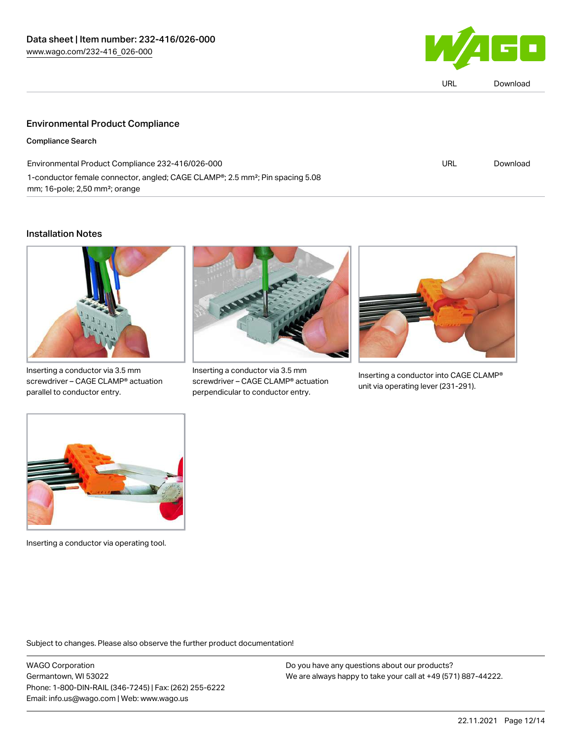## Environmental Product Compliance

**Compliance Search**

| | | |
|---|---|---|
| Environmental Product Compliance 232-416/026-000<br>1-conductor female connector, angled; CAGE CLAMP®; 2.5 mm²; Pin spacing 5.08 mm; 16-pole; 2,50 mm²; orange | URL | Download |

## Installation Notes

Inserting a conductor via 3.5 mm screwdriver – CAGE CLAMP® actuation parallel to conductor entry.

Inserting a conductor via 3.5 mm screwdriver – CAGE CLAMP® actuation perpendicular to conductor entry.

Inserting a conductor into CAGE CLAMP® unit via operating lever (231-291).

Inserting a conductor via operating tool.

Subject to changes. Please also observe the further product documentation!

WAGO Corporation
Germantown, WI 53022
Phone: 1-800-DIN-RAIL (346-7245) | Fax: (262) 255-6222
Email: info.us@wago.com | Web: www.wago.us

Do you have any questions about our products?
We are always happy to take your call at +49 (571) 887-44222.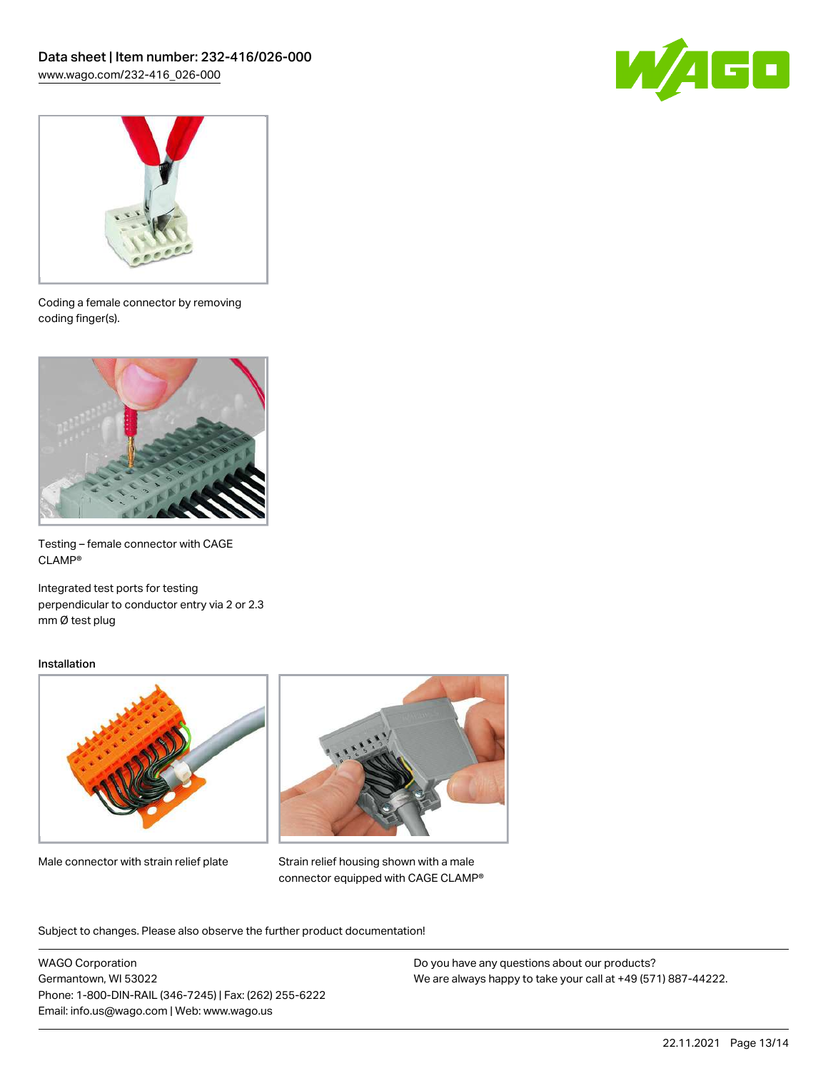Coding a female connector by removing coding finger(s).

Testing – female connector with CAGE CLAMP®

Integrated test ports for testing perpendicular to conductor entry via 2 or 2.3 mm Ø test plug

## Installation

Male connector with strain relief plate

Strain relief housing shown with a male connector equipped with CAGE CLAMP®

Subject to changes. Please also observe the further product documentation!

WAGO Corporation
Germantown, WI 53022
Phone: 1-800-DIN-RAIL (346-7245) | Fax: (262) 255-6222
Email: info.us@wago.com | Web: www.wago.us

Do you have any questions about our products?
We are always happy to take your call at +49 (571) 887-44222.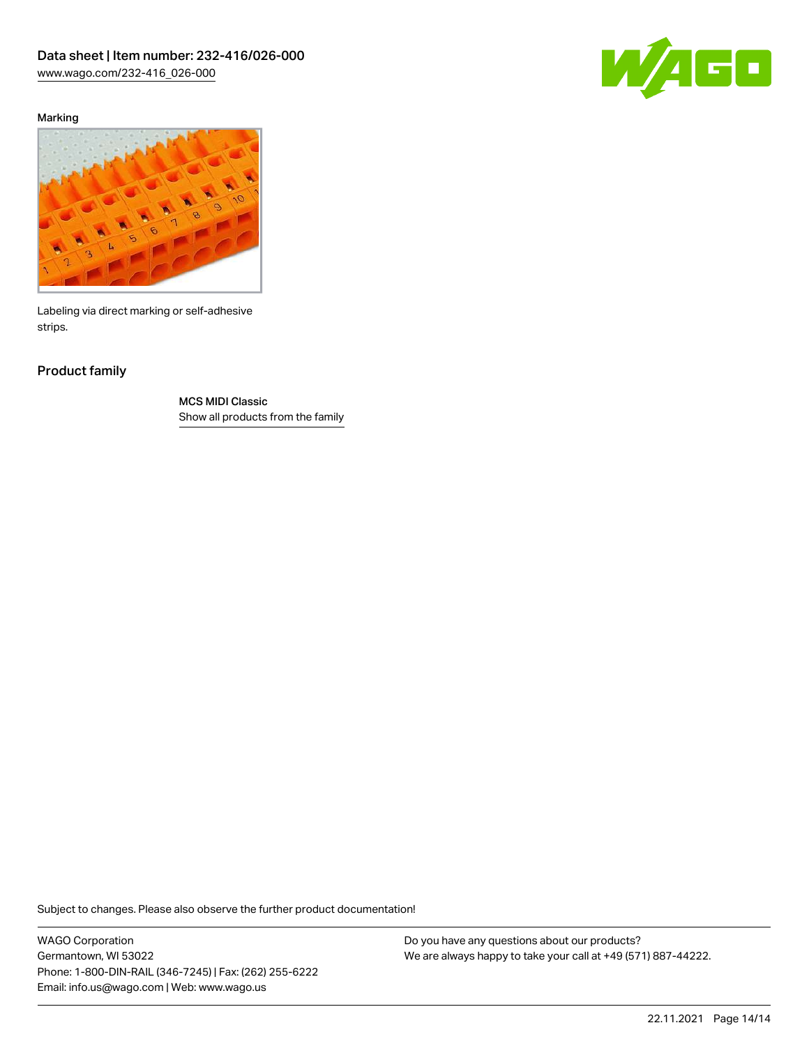Marking

Labeling via direct marking or self-adhesive strips.

## Product family

MCS MIDI Classic
Show all products from the family